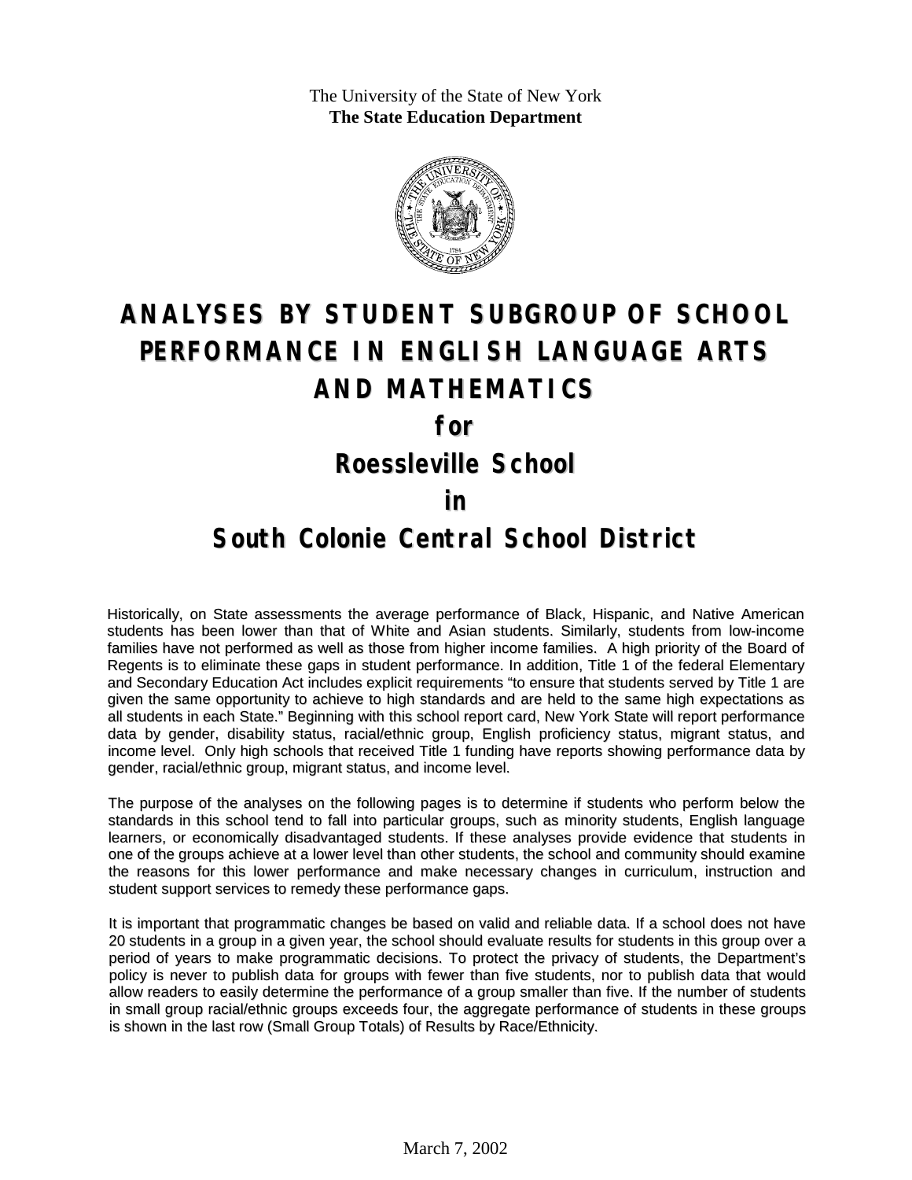The University of the State of New York
**The State Education Department**

# ANALYSES BY STUDENT SUBGROUP OF SCHOOL PERFORMANCE IN ENGLISH LANGUAGE ARTS AND MATHEMATICS

# for

# Roessleville School

# in

# South Colonie Central School District

Historically, on State assessments the average performance of Black, Hispanic, and Native American students has been lower than that of White and Asian students. Similarly, students from low-income families have not performed as well as those from higher income families. A high priority of the Board of Regents is to eliminate these gaps in student performance. In addition, Title 1 of the federal Elementary and Secondary Education Act includes explicit requirements "to ensure that students served by Title 1 are given the same opportunity to achieve to high standards and are held to the same high expectations as all students in each State." Beginning with this school report card, New York State will report performance data by gender, disability status, racial/ethnic group, English proficiency status, migrant status, and income level. Only high schools that received Title 1 funding have reports showing performance data by gender, racial/ethnic group, migrant status, and income level.

The purpose of the analyses on the following pages is to determine if students who perform below the standards in this school tend to fall into particular groups, such as minority students, English language learners, or economically disadvantaged students. If these analyses provide evidence that students in one of the groups achieve at a lower level than other students, the school and community should examine the reasons for this lower performance and make necessary changes in curriculum, instruction and student support services to remedy these performance gaps.

It is important that programmatic changes be based on valid and reliable data. If a school does not have 20 students in a group in a given year, the school should evaluate results for students in this group over a period of years to make programmatic decisions. To protect the privacy of students, the Department's policy is never to publish data for groups with fewer than five students, nor to publish data that would allow readers to easily determine the performance of a group smaller than five. If the number of students in small group racial/ethnic groups exceeds four, the aggregate performance of students in these groups is shown in the last row (Small Group Totals) of Results by Race/Ethnicity.

March 7, 2002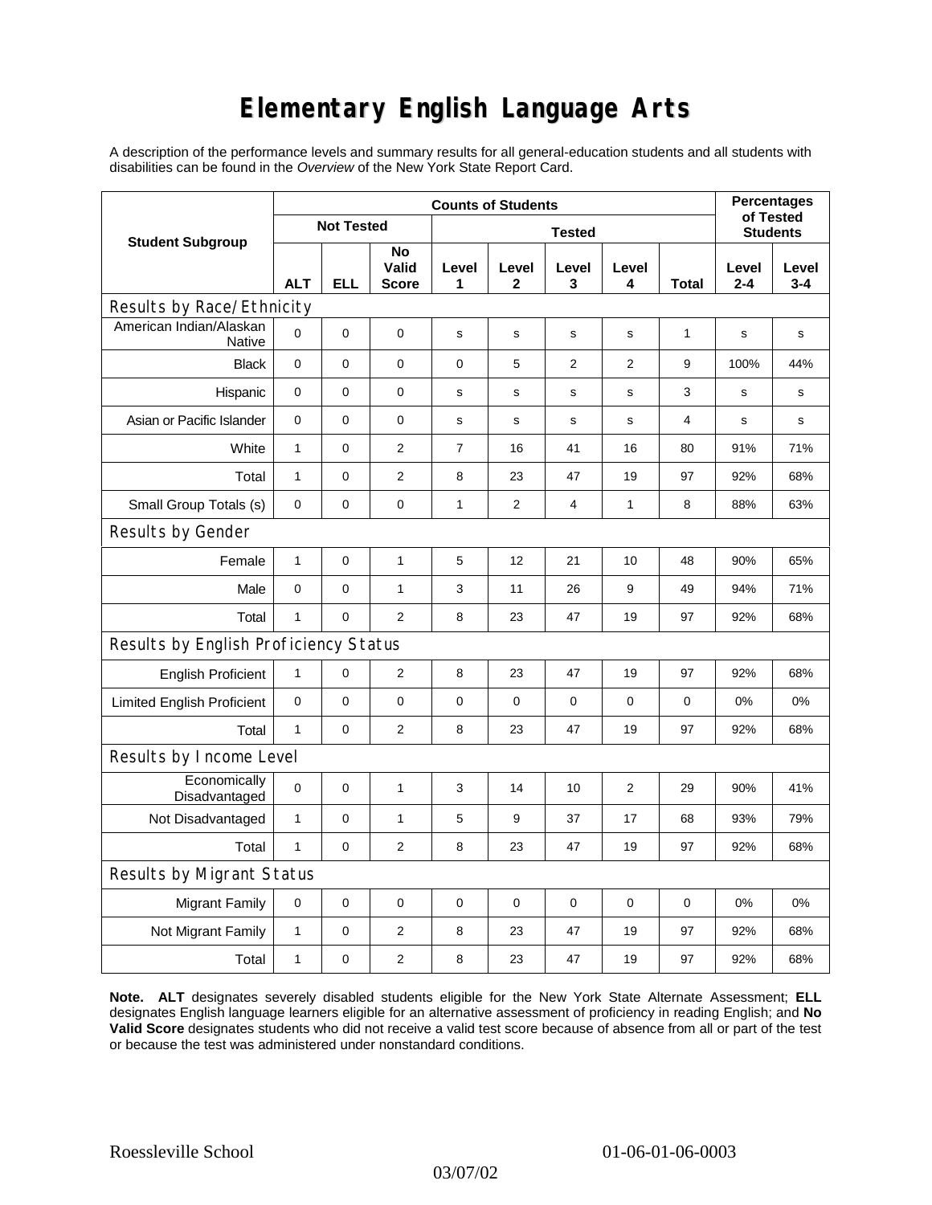# Elementary English Language Arts

A description of the performance levels and summary results for all general-education students and all students with disabilities can be found in the *Overview* of the New York State Report Card.

| Student Subgroup | Counts of Students | | | | | | | | Percentages of Tested Students | |
|---|---|---|---|---|---|---|---|---|---|---|
| | Not Tested | | | Tested | | | | | | |
| | ALT | ELL | No Valid Score | Level 1 | Level 2 | Level 3 | Level 4 | Total | Level 2-4 | Level 3-4 |
| **Results by Race/Ethnicity** | | | | | | | | | | |
| American Indian/Alaskan Native | 0 | 0 | 0 | s | s | s | s | 1 | s | s |
| Black | 0 | 0 | 0 | 0 | 5 | 2 | 2 | 9 | 100% | 44% |
| Hispanic | 0 | 0 | 0 | s | s | s | s | 3 | s | s |
| Asian or Pacific Islander | 0 | 0 | 0 | s | s | s | s | 4 | s | s |
| White | 1 | 0 | 2 | 7 | 16 | 41 | 16 | 80 | 91% | 71% |
| Total | 1 | 0 | 2 | 8 | 23 | 47 | 19 | 97 | 92% | 68% |
| Small Group Totals (s) | 0 | 0 | 0 | 1 | 2 | 4 | 1 | 8 | 88% | 63% |
| **Results by Gender** | | | | | | | | | | |
| Female | 1 | 0 | 1 | 5 | 12 | 21 | 10 | 48 | 90% | 65% |
| Male | 0 | 0 | 1 | 3 | 11 | 26 | 9 | 49 | 94% | 71% |
| Total | 1 | 0 | 2 | 8 | 23 | 47 | 19 | 97 | 92% | 68% |
| **Results by English Proficiency Status** | | | | | | | | | | |
| English Proficient | 1 | 0 | 2 | 8 | 23 | 47 | 19 | 97 | 92% | 68% |
| Limited English Proficient | 0 | 0 | 0 | 0 | 0 | 0 | 0 | 0 | 0% | 0% |
| Total | 1 | 0 | 2 | 8 | 23 | 47 | 19 | 97 | 92% | 68% |
| **Results by Income Level** | | | | | | | | | | |
| Economically Disadvantaged | 0 | 0 | 1 | 3 | 14 | 10 | 2 | 29 | 90% | 41% |
| Not Disadvantaged | 1 | 0 | 1 | 5 | 9 | 37 | 17 | 68 | 93% | 79% |
| Total | 1 | 0 | 2 | 8 | 23 | 47 | 19 | 97 | 92% | 68% |
| **Results by Migrant Status** | | | | | | | | | | |
| Migrant Family | 0 | 0 | 0 | 0 | 0 | 0 | 0 | 0 | 0% | 0% |
| Not Migrant Family | 1 | 0 | 2 | 8 | 23 | 47 | 19 | 97 | 92% | 68% |
| Total | 1 | 0 | 2 | 8 | 23 | 47 | 19 | 97 | 92% | 68% |

**Note. ALT** designates severely disabled students eligible for the New York State Alternate Assessment; **ELL** designates English language learners eligible for an alternative assessment of proficiency in reading English; and **No Valid Score** designates students who did not receive a valid test score because of absence from all or part of the test or because the test was administered under nonstandard conditions.

Roessleville School 01-06-01-06-0003

03/07/02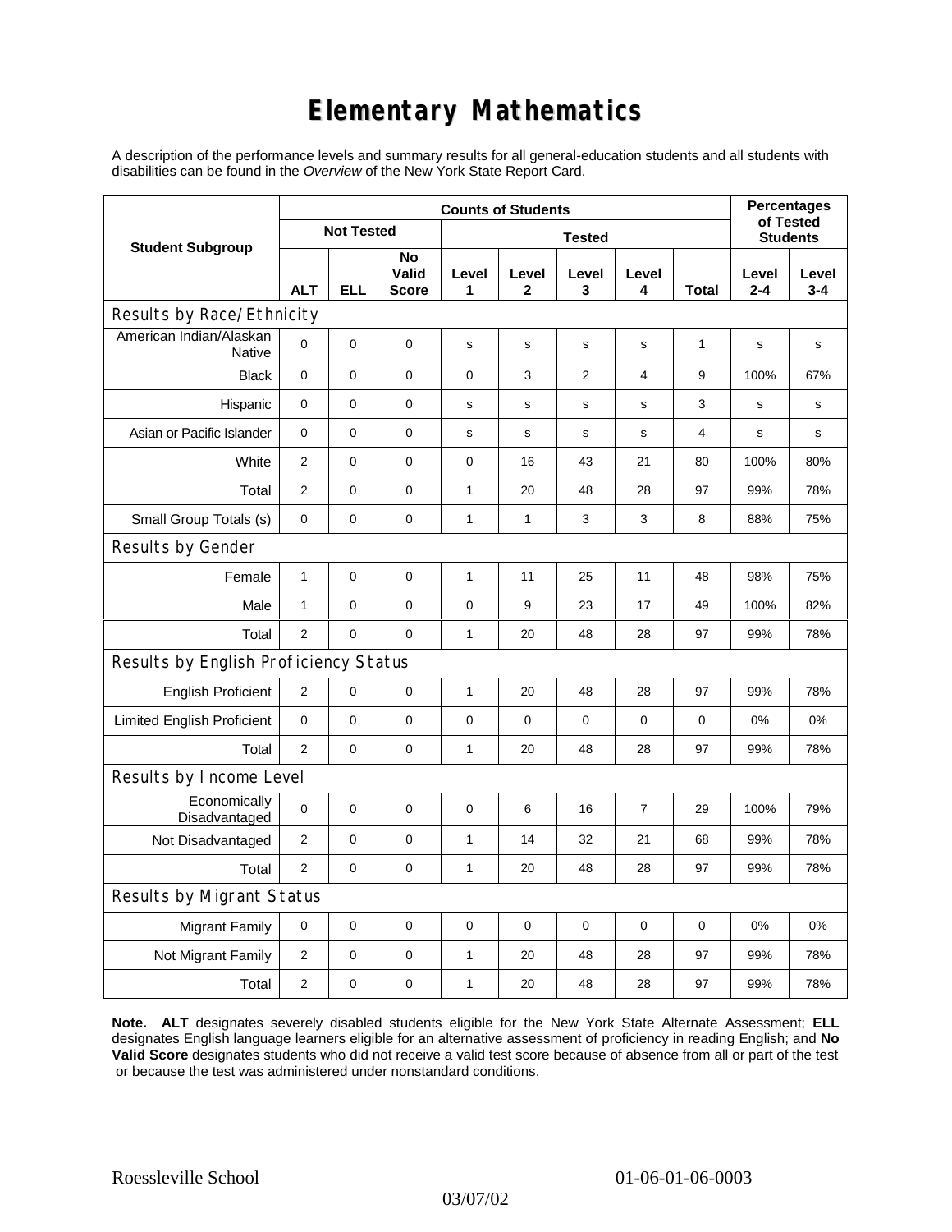# Elementary Mathematics

A description of the performance levels and summary results for all general-education students and all students with disabilities can be found in the *Overview* of the New York State Report Card.

| Student Subgroup | Counts of Students | | | | | | | | Percentages of Tested Students | |
|---|---|---|---|---|---|---|---|---|---|---|
| | Not Tested | | | Tested | | | | | | |
| | ALT | ELL | No Valid Score | Level 1 | Level 2 | Level 3 | Level 4 | Total | Level 2-4 | Level 3-4 |
| **Results by Race/Ethnicity** | | | | | | | | | | |
| American Indian/Alaskan Native | 0 | 0 | 0 | s | s | s | s | 1 | s | s |
| Black | 0 | 0 | 0 | 0 | 3 | 2 | 4 | 9 | 100% | 67% |
| Hispanic | 0 | 0 | 0 | s | s | s | s | 3 | s | s |
| Asian or Pacific Islander | 0 | 0 | 0 | s | s | s | s | 4 | s | s |
| White | 2 | 0 | 0 | 0 | 16 | 43 | 21 | 80 | 100% | 80% |
| Total | 2 | 0 | 0 | 1 | 20 | 48 | 28 | 97 | 99% | 78% |
| Small Group Totals (s) | 0 | 0 | 0 | 1 | 1 | 3 | 3 | 8 | 88% | 75% |
| **Results by Gender** | | | | | | | | | | |
| Female | 1 | 0 | 0 | 1 | 11 | 25 | 11 | 48 | 98% | 75% |
| Male | 1 | 0 | 0 | 0 | 9 | 23 | 17 | 49 | 100% | 82% |
| Total | 2 | 0 | 0 | 1 | 20 | 48 | 28 | 97 | 99% | 78% |
| **Results by English Proficiency Status** | | | | | | | | | | |
| English Proficient | 2 | 0 | 0 | 1 | 20 | 48 | 28 | 97 | 99% | 78% |
| Limited English Proficient | 0 | 0 | 0 | 0 | 0 | 0 | 0 | 0 | 0% | 0% |
| Total | 2 | 0 | 0 | 1 | 20 | 48 | 28 | 97 | 99% | 78% |
| **Results by Income Level** | | | | | | | | | | |
| Economically Disadvantaged | 0 | 0 | 0 | 0 | 6 | 16 | 7 | 29 | 100% | 79% |
| Not Disadvantaged | 2 | 0 | 0 | 1 | 14 | 32 | 21 | 68 | 99% | 78% |
| Total | 2 | 0 | 0 | 1 | 20 | 48 | 28 | 97 | 99% | 78% |
| **Results by Migrant Status** | | | | | | | | | | |
| Migrant Family | 0 | 0 | 0 | 0 | 0 | 0 | 0 | 0 | 0% | 0% |
| Not Migrant Family | 2 | 0 | 0 | 1 | 20 | 48 | 28 | 97 | 99% | 78% |
| Total | 2 | 0 | 0 | 1 | 20 | 48 | 28 | 97 | 99% | 78% |

**Note. ALT** designates severely disabled students eligible for the New York State Alternate Assessment; **ELL** designates English language learners eligible for an alternative assessment of proficiency in reading English; and **No Valid Score** designates students who did not receive a valid test score because of absence from all or part of the test or because the test was administered under nonstandard conditions.

Roessleville School 01-06-01-06-0003

03/07/02